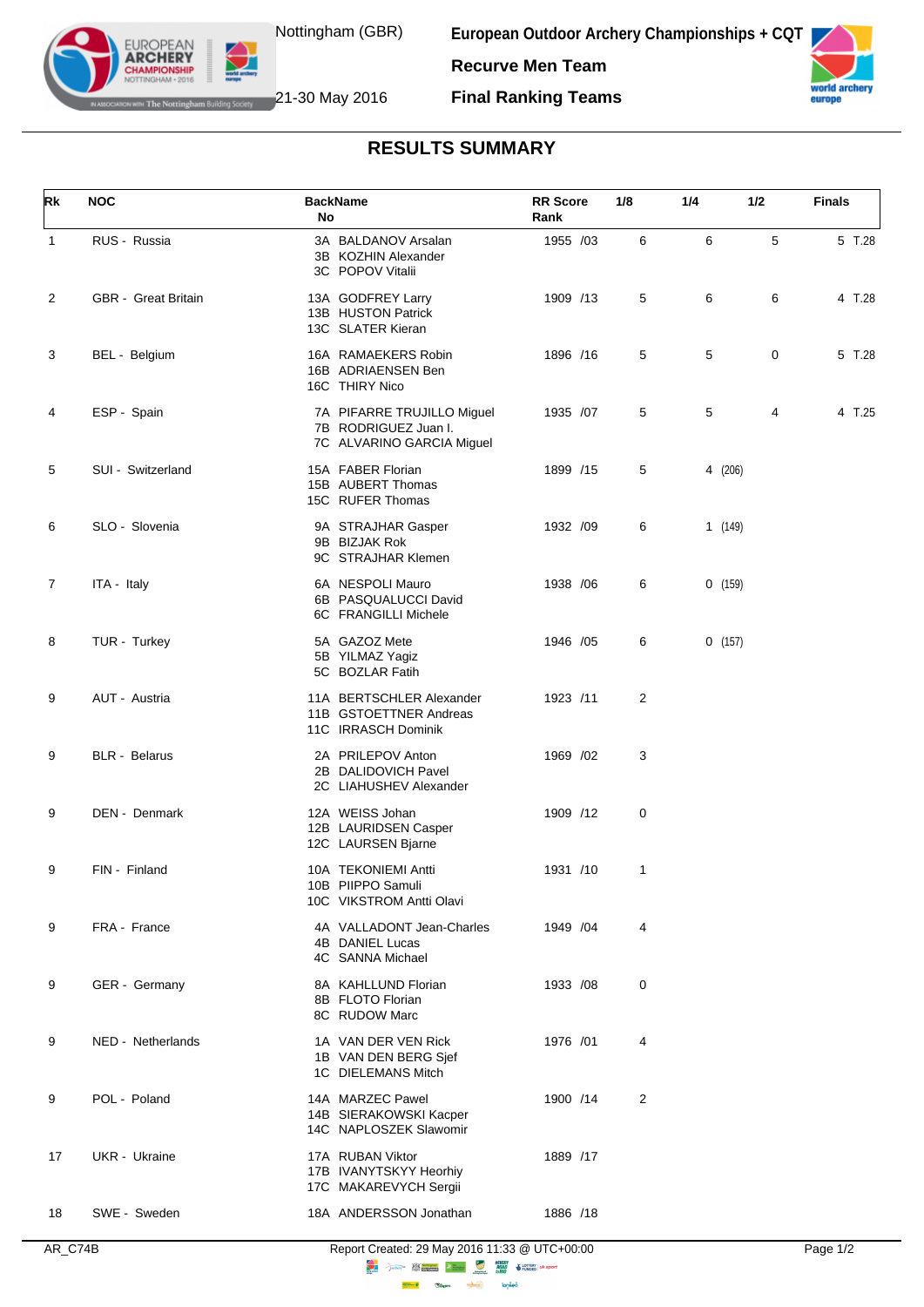Nottingham (GBR)

21-30 May 2016

**European Outdoor Archery Championships + CQT**

**Recurve Men Team**

**Final Ranking Teams**

## RESULTS SUMMARY

| Rk | NOC | BackName No | RR Score Rank | 1/8 | 1/4 | 1/2 | Finals |
|---|---|---|---|---|---|---|---|
| 1 | RUS - Russia | 3A BALDANOV Arsalan<br>3B KOZHIN Alexander<br>3C POPOV Vitalii | 1955 /03 | 6 | 6 | 5 | 5 T.28 |
| 2 | GBR - Great Britain | 13A GODFREY Larry<br>13B HUSTON Patrick<br>13C SLATER Kieran | 1909 /13 | 5 | 6 | 6 | 4 T.28 |
| 3 | BEL - Belgium | 16A RAMAEKERS Robin<br>16B ADRIAENSEN Ben<br>16C THIRY Nico | 1896 /16 | 5 | 5 | 0 | 5 T.28 |
| 4 | ESP - Spain | 7A PIFARRE TRUJILLO Miguel<br>7B RODRIGUEZ Juan I.<br>7C ALVARINO GARCIA Miguel | 1935 /07 | 5 | 5 | 4 | 4 T.25 |
| 5 | SUI - Switzerland | 15A FABER Florian<br>15B AUBERT Thomas<br>15C RUFER Thomas | 1899 /15 | 5 | 4 (206) | | |
| 6 | SLO - Slovenia | 9A STRAJHAR Gasper<br>9B BIZJAK Rok<br>9C STRAJHAR Klemen | 1932 /09 | 6 | 1 (149) | | |
| 7 | ITA - Italy | 6A NESPOLI Mauro<br>6B PASQUALUCCI David<br>6C FRANGILLI Michele | 1938 /06 | 6 | 0 (159) | | |
| 8 | TUR - Turkey | 5A GAZOZ Mete<br>5B YILMAZ Yagiz<br>5C BOZLAR Fatih | 1946 /05 | 6 | 0 (157) | | |
| 9 | AUT - Austria | 11A BERTSCHLER Alexander<br>11B GSTOETTNER Andreas<br>11C IRRASCH Dominik | 1923 /11 | 2 | | | |
| 9 | BLR - Belarus | 2A PRILEPOV Anton<br>2B DALIDOVICH Pavel<br>2C LIAHUSHEV Alexander | 1969 /02 | 3 | | | |
| 9 | DEN - Denmark | 12A WEISS Johan<br>12B LAURIDSEN Casper<br>12C LAURSEN Bjarne | 1909 /12 | 0 | | | |
| 9 | FIN - Finland | 10A TEKONIEMI Antti<br>10B PIIPPO Samuli<br>10C VIKSTROM Antti Olavi | 1931 /10 | 1 | | | |
| 9 | FRA - France | 4A VALLADONT Jean-Charles<br>4B DANIEL Lucas<br>4C SANNA Michael | 1949 /04 | 4 | | | |
| 9 | GER - Germany | 8A KAHLLUND Florian<br>8B FLOTO Florian<br>8C RUDOW Marc | 1933 /08 | 0 | | | |
| 9 | NED - Netherlands | 1A VAN DER VEN Rick<br>1B VAN DEN BERG Sjef<br>1C DIELEMANS Mitch | 1976 /01 | 4 | | | |
| 9 | POL - Poland | 14A MARZEC Pawel<br>14B SIERAKOWSKI Kacper<br>14C NAPLOSZEK Slawomir | 1900 /14 | 2 | | | |
| 17 | UKR - Ukraine | 17A RUBAN Viktor<br>17B IVANYTSKYY Heorhiy<br>17C MAKAREVYCH Sergii | 1889 /17 | | | | |
| 18 | SWE - Sweden | 18A ANDERSSON Jonathan | 1886 /18 | | | | |

AR_C74B Report Created: 29 May 2016 11:33 @ UTC+00:00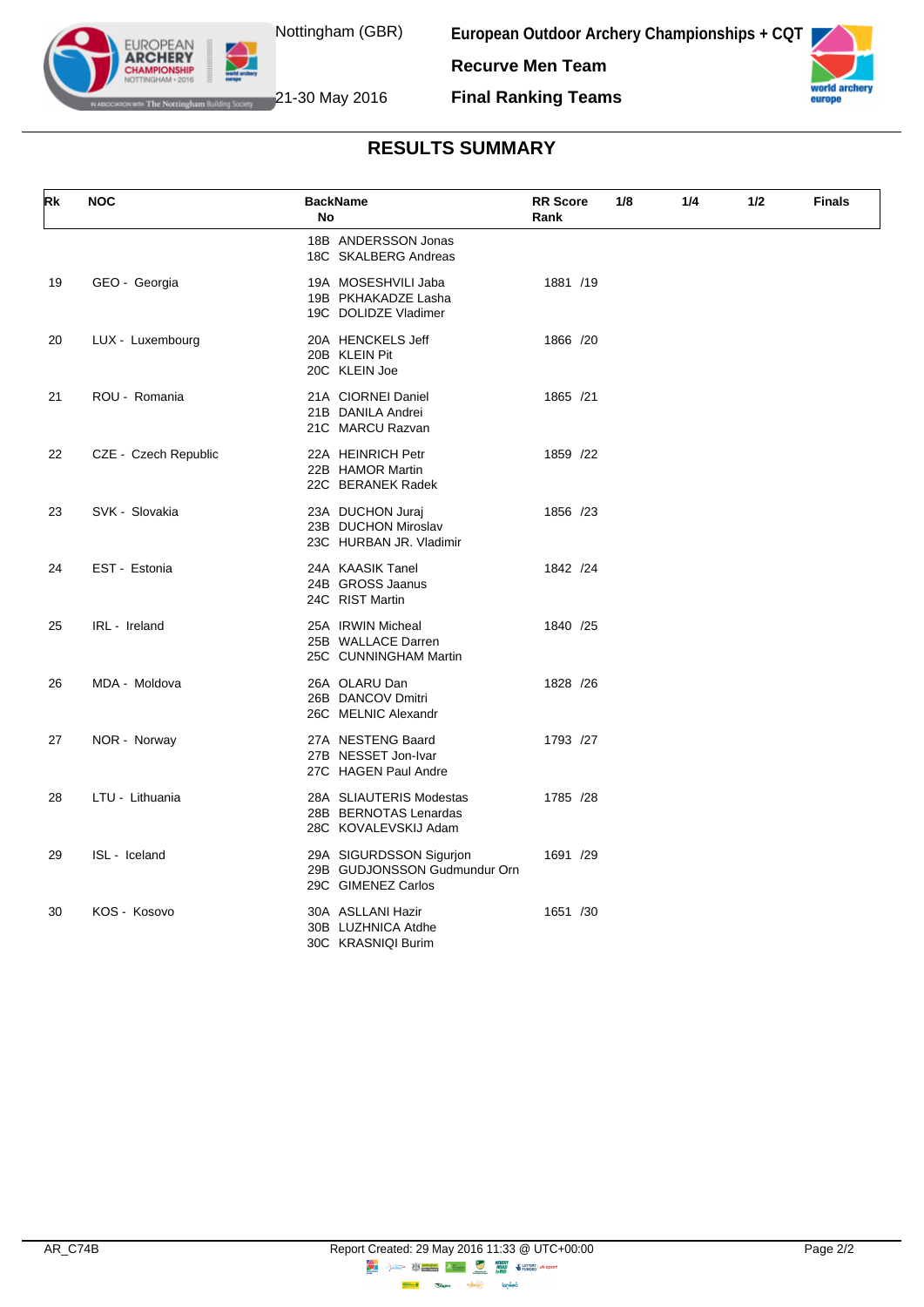# RESULTS SUMMARY

| Rk | NOC | BackName No | RR Score Rank | 1/8 | 1/4 | 1/2 | Finals |
|---|---|---|---|---|---|---|---|
| | | 18B ANDERSSON Jonas<br>18C SKALBERG Andreas | | | | | |
| 19 | GEO - Georgia | 19A MOSESHVILI Jaba<br>19B PKHAKADZE Lasha<br>19C DOLIDZE Vladimer | 1881 /19 | | | | |
| 20 | LUX - Luxembourg | 20A HENCKELS Jeff<br>20B KLEIN Pit<br>20C KLEIN Joe | 1866 /20 | | | | |
| 21 | ROU - Romania | 21A CIORNEI Daniel<br>21B DANILA Andrei<br>21C MARCU Razvan | 1865 /21 | | | | |
| 22 | CZE - Czech Republic | 22A HEINRICH Petr<br>22B HAMOR Martin<br>22C BERANEK Radek | 1859 /22 | | | | |
| 23 | SVK - Slovakia | 23A DUCHON Juraj<br>23B DUCHON Miroslav<br>23C HURBAN JR. Vladimir | 1856 /23 | | | | |
| 24 | EST - Estonia | 24A KAASIK Tanel<br>24B GROSS Jaanus<br>24C RIST Martin | 1842 /24 | | | | |
| 25 | IRL - Ireland | 25A IRWIN Micheal<br>25B WALLACE Darren<br>25C CUNNINGHAM Martin | 1840 /25 | | | | |
| 26 | MDA - Moldova | 26A OLARU Dan<br>26B DANCOV Dmitri<br>26C MELNIC Alexandr | 1828 /26 | | | | |
| 27 | NOR - Norway | 27A NESTENG Baard<br>27B NESSET Jon-Ivar<br>27C HAGEN Paul Andre | 1793 /27 | | | | |
| 28 | LTU - Lithuania | 28A SLIAUTERIS Modestas<br>28B BERNOTAS Lenardas<br>28C KOVALEVSKIJ Adam | 1785 /28 | | | | |
| 29 | ISL - Iceland | 29A SIGURDSSON Sigurjon<br>29B GUDJONSSON Gudmundur Orn<br>29C GIMENEZ Carlos | 1691 /29 | | | | |
| 30 | KOS - Kosovo | 30A ASLLANI Hazir<br>30B LUZHNICA Atdhe<br>30C KRASNIQI Burim | 1651 /30 | | | | |